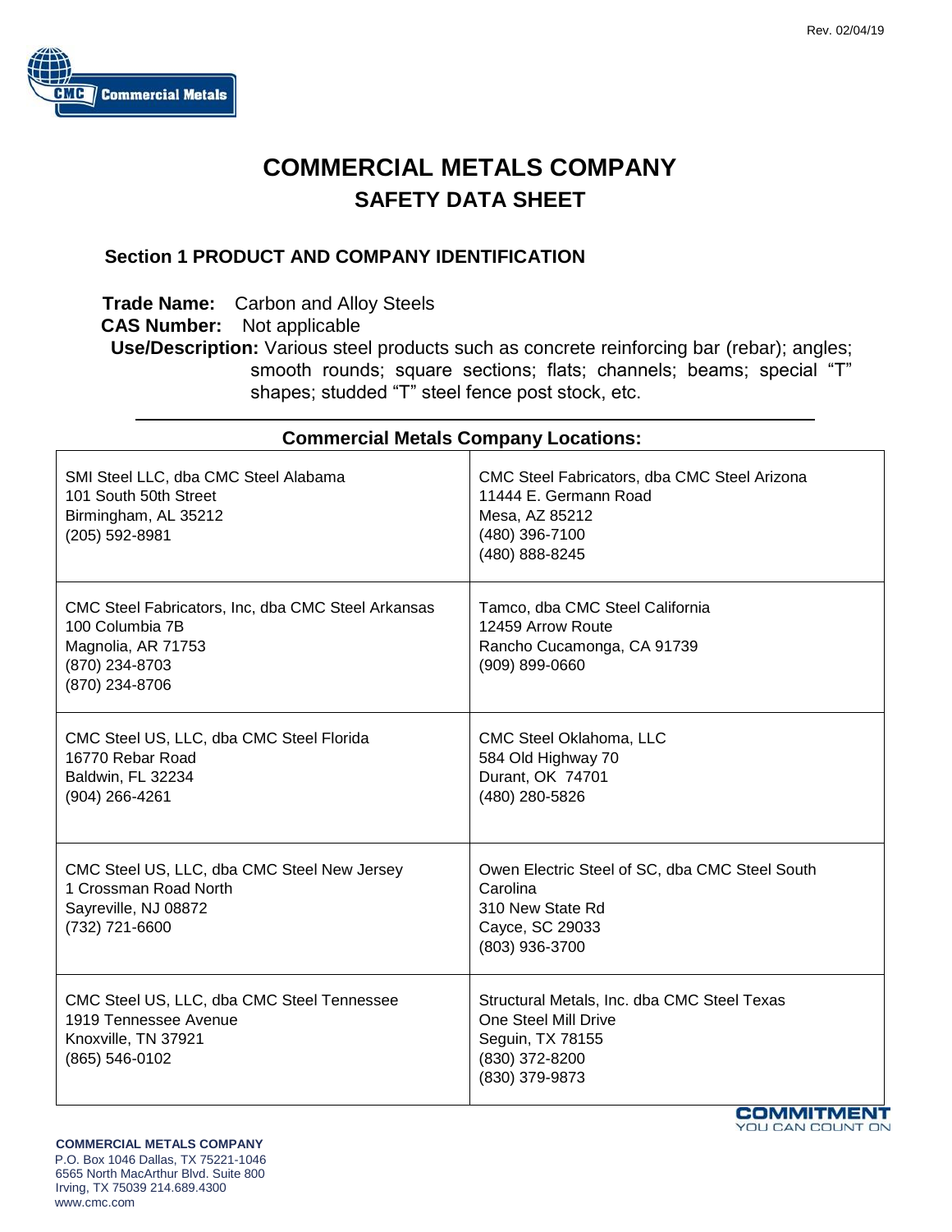# COMMERCIAL METALS COMPANY

## SAFETY DATA SHEET

### Section 1 PRODUCT AND COMPANY IDENTIFICATION

**Trade Name:** Carbon and Alloy Steels
**CAS Number:** Not applicable
**Use/Description:** Various steel products such as concrete reinforcing bar (rebar); angles; smooth rounds; square sections; flats; channels; beams; special "T" shapes; studded "T" steel fence post stock, etc.

**Commercial Metals Company Locations:**

| | |
|---|---|
| SMI Steel LLC, dba CMC Steel Alabama<br>101 South 50th Street<br>Birmingham, AL 35212<br>(205) 592-8981 | CMC Steel Fabricators, dba CMC Steel Arizona<br>11444 E. Germann Road<br>Mesa, AZ 85212<br>(480) 396-7100<br>(480) 888-8245 |
| CMC Steel Fabricators, Inc, dba CMC Steel Arkansas<br>100 Columbia 7B<br>Magnolia, AR 71753<br>(870) 234-8703<br>(870) 234-8706 | Tamco, dba CMC Steel California<br>12459 Arrow Route<br>Rancho Cucamonga, CA 91739<br>(909) 899-0660 |
| CMC Steel US, LLC, dba CMC Steel Florida<br>16770 Rebar Road<br>Baldwin, FL 32234<br>(904) 266-4261 | CMC Steel Oklahoma, LLC<br>584 Old Highway 70<br>Durant, OK 74701<br>(480) 280-5826 |
| CMC Steel US, LLC, dba CMC Steel New Jersey<br>1 Crossman Road North<br>Sayreville, NJ 08872<br>(732) 721-6600 | Owen Electric Steel of SC, dba CMC Steel South Carolina<br>310 New State Rd<br>Cayce, SC 29033<br>(803) 936-3700 |
| CMC Steel US, LLC, dba CMC Steel Tennessee<br>1919 Tennessee Avenue<br>Knoxville, TN 37921<br>(865) 546-0102 | Structural Metals, Inc. dba CMC Steel Texas<br>One Steel Mill Drive<br>Seguin, TX 78155<br>(830) 372-8200<br>(830) 379-9873 |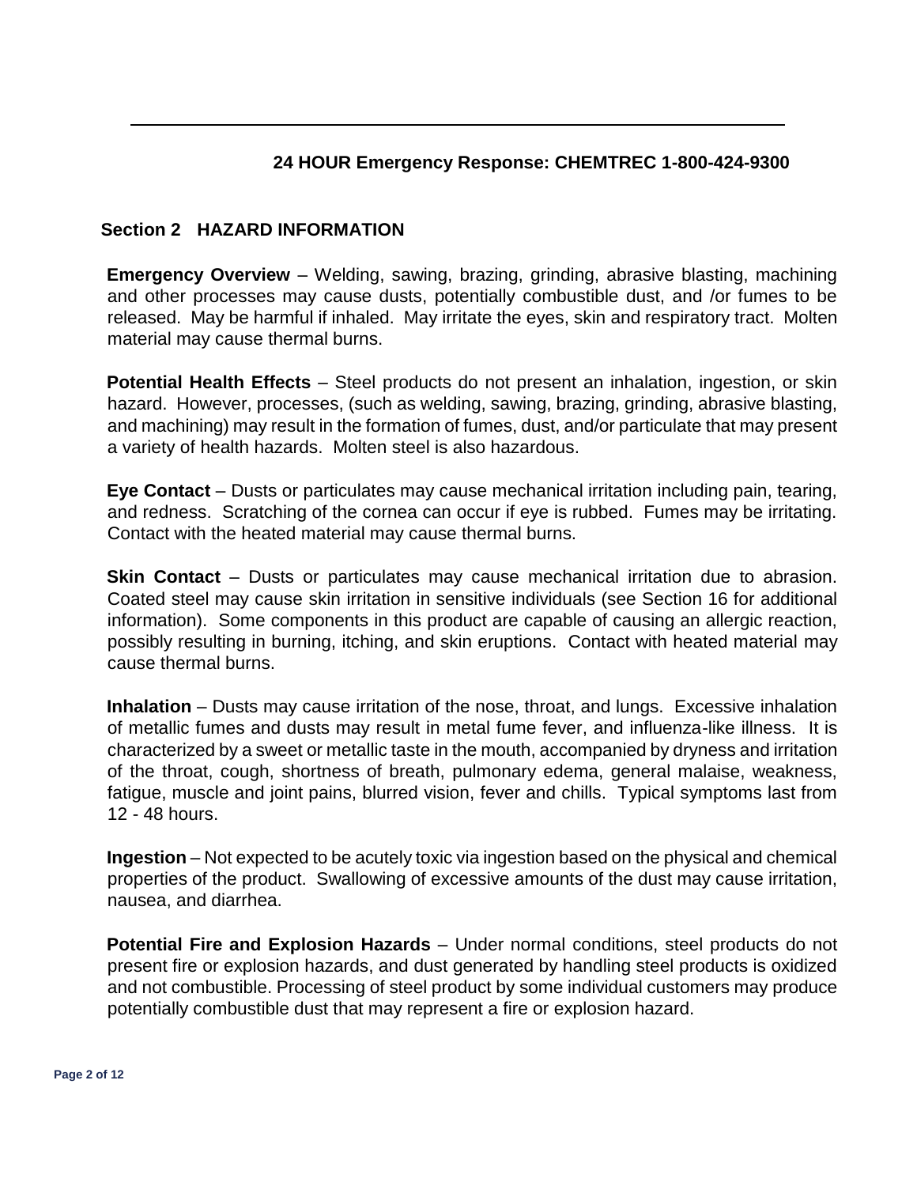**24 HOUR Emergency Response: CHEMTREC 1-800-424-9300**

## Section 2 HAZARD INFORMATION

**Emergency Overview** – Welding, sawing, brazing, grinding, abrasive blasting, machining and other processes may cause dusts, potentially combustible dust, and /or fumes to be released. May be harmful if inhaled. May irritate the eyes, skin and respiratory tract. Molten material may cause thermal burns.

**Potential Health Effects** – Steel products do not present an inhalation, ingestion, or skin hazard. However, processes, (such as welding, sawing, brazing, grinding, abrasive blasting, and machining) may result in the formation of fumes, dust, and/or particulate that may present a variety of health hazards. Molten steel is also hazardous.

**Eye Contact** – Dusts or particulates may cause mechanical irritation including pain, tearing, and redness. Scratching of the cornea can occur if eye is rubbed. Fumes may be irritating. Contact with the heated material may cause thermal burns.

**Skin Contact** – Dusts or particulates may cause mechanical irritation due to abrasion. Coated steel may cause skin irritation in sensitive individuals (see Section 16 for additional information). Some components in this product are capable of causing an allergic reaction, possibly resulting in burning, itching, and skin eruptions. Contact with heated material may cause thermal burns.

**Inhalation** – Dusts may cause irritation of the nose, throat, and lungs. Excessive inhalation of metallic fumes and dusts may result in metal fume fever, and influenza-like illness. It is characterized by a sweet or metallic taste in the mouth, accompanied by dryness and irritation of the throat, cough, shortness of breath, pulmonary edema, general malaise, weakness, fatigue, muscle and joint pains, blurred vision, fever and chills. Typical symptoms last from 12 - 48 hours.

**Ingestion** – Not expected to be acutely toxic via ingestion based on the physical and chemical properties of the product. Swallowing of excessive amounts of the dust may cause irritation, nausea, and diarrhea.

**Potential Fire and Explosion Hazards** – Under normal conditions, steel products do not present fire or explosion hazards, and dust generated by handling steel products is oxidized and not combustible. Processing of steel product by some individual customers may produce potentially combustible dust that may represent a fire or explosion hazard.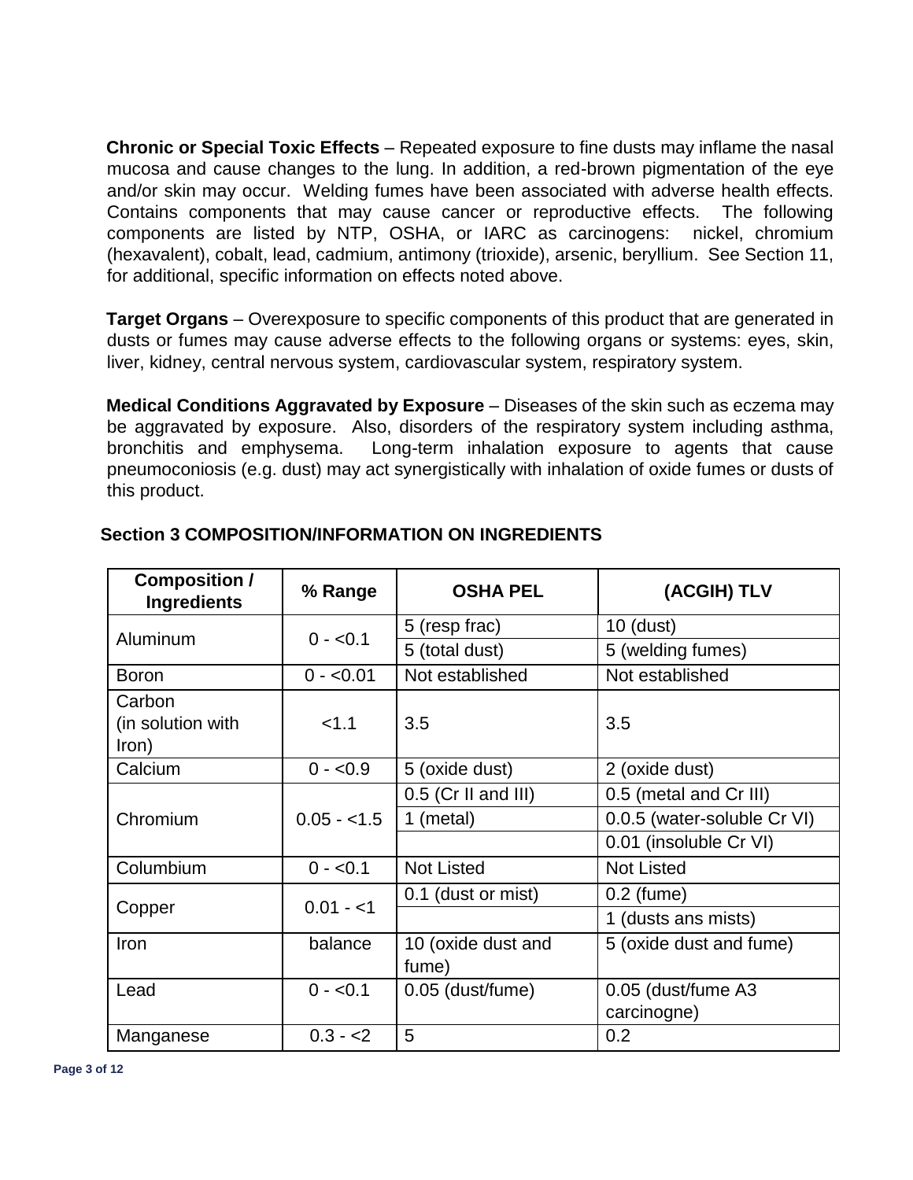**Chronic or Special Toxic Effects** – Repeated exposure to fine dusts may inflame the nasal mucosa and cause changes to the lung. In addition, a red-brown pigmentation of the eye and/or skin may occur. Welding fumes have been associated with adverse health effects. Contains components that may cause cancer or reproductive effects. The following components are listed by NTP, OSHA, or IARC as carcinogens: nickel, chromium (hexavalent), cobalt, lead, cadmium, antimony (trioxide), arsenic, beryllium. See Section 11, for additional, specific information on effects noted above.

**Target Organs** – Overexposure to specific components of this product that are generated in dusts or fumes may cause adverse effects to the following organs or systems: eyes, skin, liver, kidney, central nervous system, cardiovascular system, respiratory system.

**Medical Conditions Aggravated by Exposure** – Diseases of the skin such as eczema may be aggravated by exposure. Also, disorders of the respiratory system including asthma, bronchitis and emphysema. Long-term inhalation exposure to agents that cause pneumoconiosis (e.g. dust) may act synergistically with inhalation of oxide fumes or dusts of this product.

## Section 3 COMPOSITION/INFORMATION ON INGREDIENTS

| Composition / Ingredients | % Range | OSHA PEL | (ACGIH) TLV |
|---|---|---|---|
| Aluminum | 0 - <0.1 | 5 (resp frac) | 10 (dust) |
| | | 5 (total dust) | 5 (welding fumes) |
| Boron | 0 - <0.01 | Not established | Not established |
| Carbon (in solution with Iron) | <1.1 | 3.5 | 3.5 |
| Calcium | 0 - <0.9 | 5 (oxide dust) | 2 (oxide dust) |
| Chromium | 0.05 - <1.5 | 0.5 (Cr II and III) | 0.5 (metal and Cr III) |
| | | 1 (metal) | 0.0.5 (water-soluble Cr VI) |
| | | | 0.01 (insoluble Cr VI) |
| Columbium | 0 - <0.1 | Not Listed | Not Listed |
| Copper | 0.01 - <1 | 0.1 (dust or mist) | 0.2 (fume) |
| | | | 1 (dusts ans mists) |
| Iron | balance | 10 (oxide dust and fume) | 5 (oxide dust and fume) |
| Lead | 0 - <0.1 | 0.05 (dust/fume) | 0.05 (dust/fume A3 carcinogne) |
| Manganese | 0.3 - <2 | 5 | 0.2 |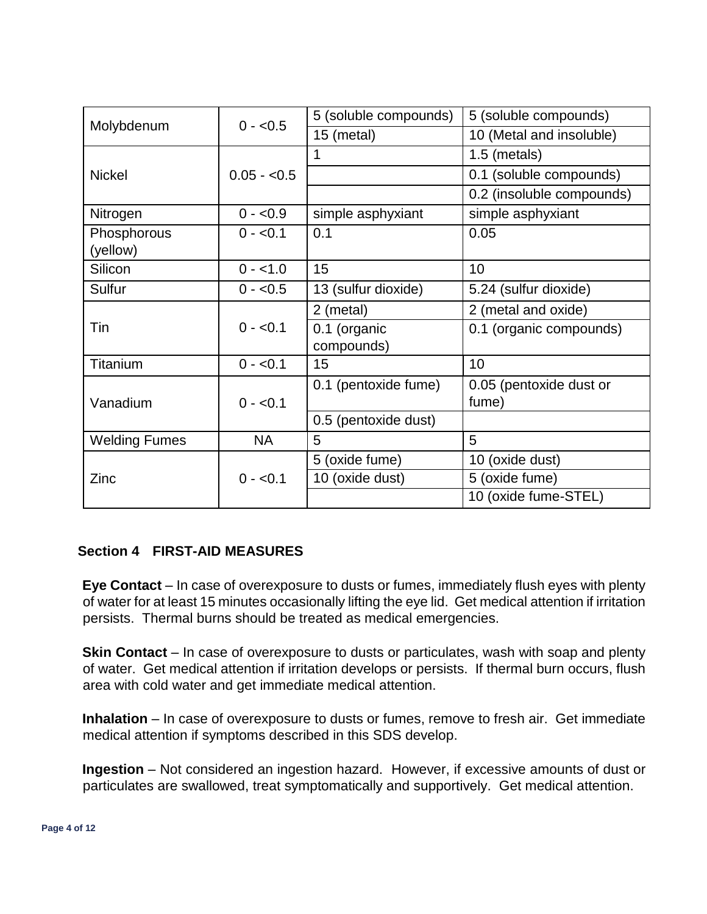| | | | |
|---|---|---|---|
| Molybdenum | 0 - <0.5 | 5 (soluble compounds) | 5 (soluble compounds) |
| | | 15 (metal) | 10 (Metal and insoluble) |
| Nickel | 0.05 - <0.5 | 1 | 1.5 (metals) |
| | | | 0.1 (soluble compounds) |
| | | | 0.2 (insoluble compounds) |
| Nitrogen | 0 - <0.9 | simple asphyxiant | simple asphyxiant |
| Phosphorous (yellow) | 0 - <0.1 | 0.1 | 0.05 |
| Silicon | 0 - <1.0 | 15 | 10 |
| Sulfur | 0 - <0.5 | 13 (sulfur dioxide) | 5.24 (sulfur dioxide) |
| Tin | 0 - <0.1 | 2 (metal) | 2 (metal and oxide) |
| | | 0.1 (organic compounds) | 0.1 (organic compounds) |
| Titanium | 0 - <0.1 | 15 | 10 |
| Vanadium | 0 - <0.1 | 0.1 (pentoxide fume) | 0.05 (pentoxide dust or fume) |
| | | 0.5 (pentoxide dust) | |
| Welding Fumes | NA | 5 | 5 |
| Zinc | 0 - <0.1 | 5 (oxide fume) | 10 (oxide dust) |
| | | 10 (oxide dust) | 5 (oxide fume) |
| | | | 10 (oxide fume-STEL) |

## Section 4 FIRST-AID MEASURES

**Eye Contact** – In case of overexposure to dusts or fumes, immediately flush eyes with plenty of water for at least 15 minutes occasionally lifting the eye lid. Get medical attention if irritation persists. Thermal burns should be treated as medical emergencies.

**Skin Contact** – In case of overexposure to dusts or particulates, wash with soap and plenty of water. Get medical attention if irritation develops or persists. If thermal burn occurs, flush area with cold water and get immediate medical attention.

**Inhalation** – In case of overexposure to dusts or fumes, remove to fresh air. Get immediate medical attention if symptoms described in this SDS develop.

**Ingestion** – Not considered an ingestion hazard. However, if excessive amounts of dust or particulates are swallowed, treat symptomatically and supportively. Get medical attention.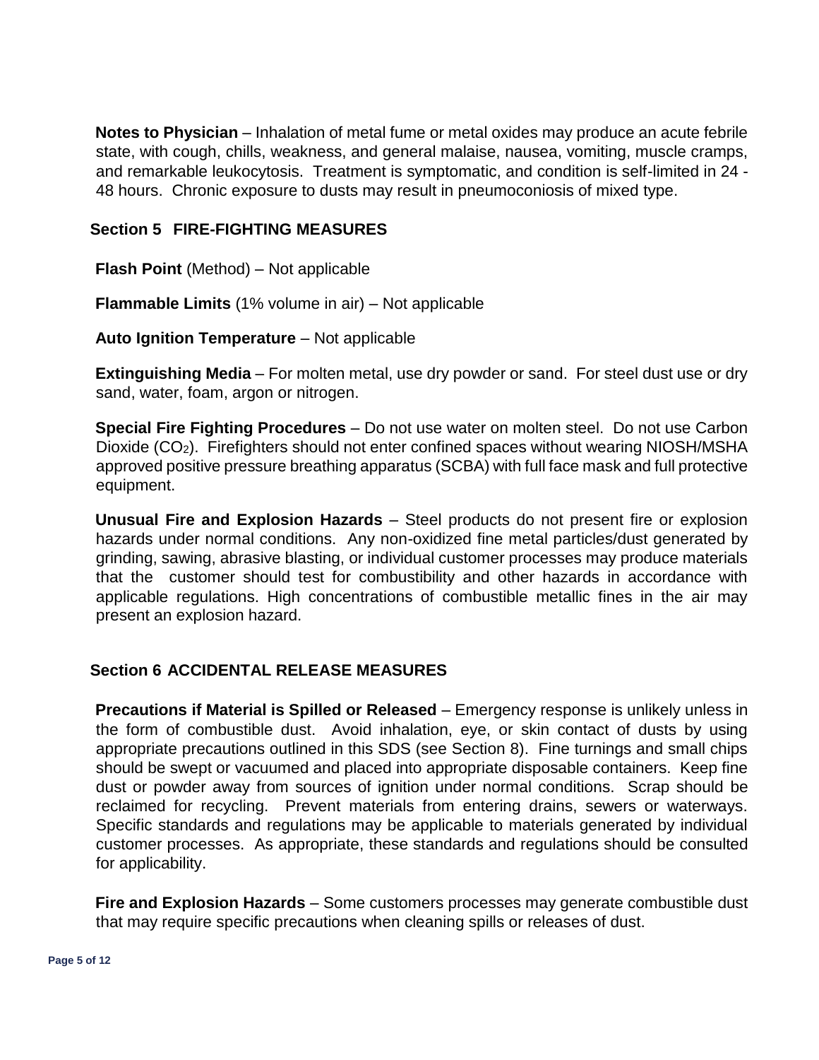**Notes to Physician** – Inhalation of metal fume or metal oxides may produce an acute febrile state, with cough, chills, weakness, and general malaise, nausea, vomiting, muscle cramps, and remarkable leukocytosis. Treatment is symptomatic, and condition is self-limited in 24 - 48 hours. Chronic exposure to dusts may result in pneumoconiosis of mixed type.

## Section 5 FIRE-FIGHTING MEASURES

**Flash Point** (Method) – Not applicable

**Flammable Limits** (1% volume in air) – Not applicable

**Auto Ignition Temperature** – Not applicable

**Extinguishing Media** – For molten metal, use dry powder or sand. For steel dust use or dry sand, water, foam, argon or nitrogen.

**Special Fire Fighting Procedures** – Do not use water on molten steel. Do not use Carbon Dioxide ($CO_2$). Firefighters should not enter confined spaces without wearing NIOSH/MSHA approved positive pressure breathing apparatus (SCBA) with full face mask and full protective equipment.

**Unusual Fire and Explosion Hazards** – Steel products do not present fire or explosion hazards under normal conditions. Any non-oxidized fine metal particles/dust generated by grinding, sawing, abrasive blasting, or individual customer processes may produce materials that the customer should test for combustibility and other hazards in accordance with applicable regulations. High concentrations of combustible metallic fines in the air may present an explosion hazard.

## Section 6 ACCIDENTAL RELEASE MEASURES

**Precautions if Material is Spilled or Released** – Emergency response is unlikely unless in the form of combustible dust. Avoid inhalation, eye, or skin contact of dusts by using appropriate precautions outlined in this SDS (see Section 8). Fine turnings and small chips should be swept or vacuumed and placed into appropriate disposable containers. Keep fine dust or powder away from sources of ignition under normal conditions. Scrap should be reclaimed for recycling. Prevent materials from entering drains, sewers or waterways. Specific standards and regulations may be applicable to materials generated by individual customer processes. As appropriate, these standards and regulations should be consulted for applicability.

**Fire and Explosion Hazards** – Some customers processes may generate combustible dust that may require specific precautions when cleaning spills or releases of dust.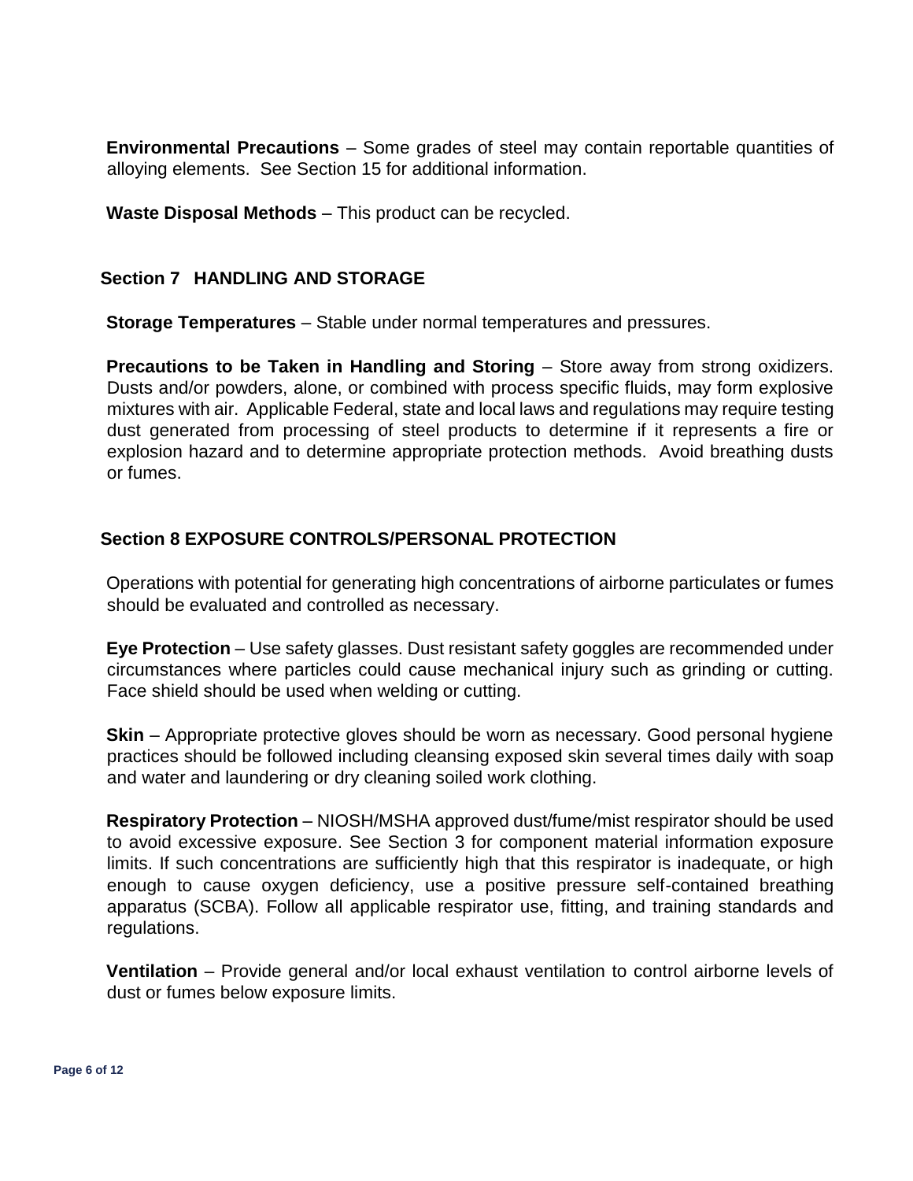**Environmental Precautions** – Some grades of steel may contain reportable quantities of alloying elements. See Section 15 for additional information.

**Waste Disposal Methods** – This product can be recycled.

## Section 7 HANDLING AND STORAGE

**Storage Temperatures** – Stable under normal temperatures and pressures.

**Precautions to be Taken in Handling and Storing** – Store away from strong oxidizers. Dusts and/or powders, alone, or combined with process specific fluids, may form explosive mixtures with air. Applicable Federal, state and local laws and regulations may require testing dust generated from processing of steel products to determine if it represents a fire or explosion hazard and to determine appropriate protection methods. Avoid breathing dusts or fumes.

## Section 8 EXPOSURE CONTROLS/PERSONAL PROTECTION

Operations with potential for generating high concentrations of airborne particulates or fumes should be evaluated and controlled as necessary.

**Eye Protection** – Use safety glasses. Dust resistant safety goggles are recommended under circumstances where particles could cause mechanical injury such as grinding or cutting. Face shield should be used when welding or cutting.

**Skin** – Appropriate protective gloves should be worn as necessary. Good personal hygiene practices should be followed including cleansing exposed skin several times daily with soap and water and laundering or dry cleaning soiled work clothing.

**Respiratory Protection** – NIOSH/MSHA approved dust/fume/mist respirator should be used to avoid excessive exposure. See Section 3 for component material information exposure limits. If such concentrations are sufficiently high that this respirator is inadequate, or high enough to cause oxygen deficiency, use a positive pressure self-contained breathing apparatus (SCBA). Follow all applicable respirator use, fitting, and training standards and regulations.

**Ventilation** – Provide general and/or local exhaust ventilation to control airborne levels of dust or fumes below exposure limits.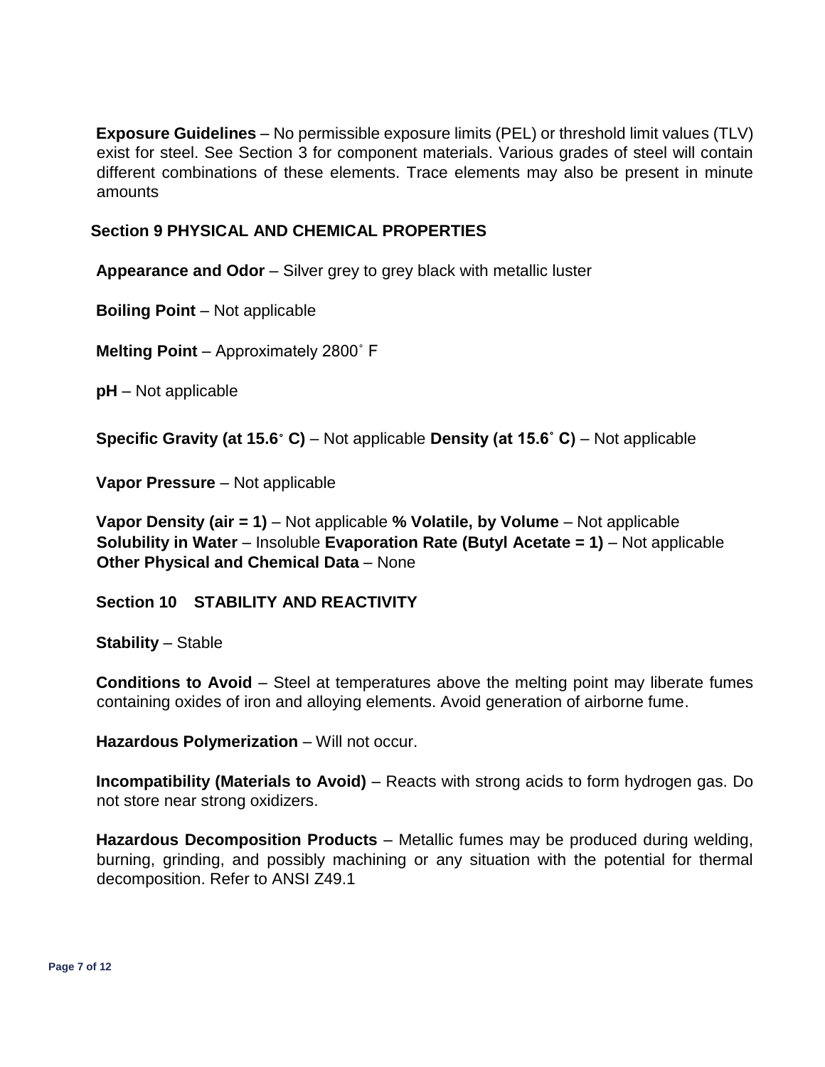**Exposure Guidelines** – No permissible exposure limits (PEL) or threshold limit values (TLV) exist for steel. See Section 3 for component materials. Various grades of steel will contain different combinations of these elements. Trace elements may also be present in minute amounts

## Section 9 PHYSICAL AND CHEMICAL PROPERTIES

**Appearance and Odor** – Silver grey to grey black with metallic luster

**Boiling Point** – Not applicable

**Melting Point** – Approximately 2800˚ F

**pH** – Not applicable

**Specific Gravity (at 15.6˚ C)** – Not applicable **Density (at 15.6˚ C)** – Not applicable

**Vapor Pressure** – Not applicable

**Vapor Density (air = 1)** – Not applicable **% Volatile, by Volume** – Not applicable
**Solubility in Water** – Insoluble **Evaporation Rate (Butyl Acetate = 1)** – Not applicable
**Other Physical and Chemical Data** – None

## Section 10 STABILITY AND REACTIVITY

**Stability** – Stable

**Conditions to Avoid** – Steel at temperatures above the melting point may liberate fumes containing oxides of iron and alloying elements. Avoid generation of airborne fume.

**Hazardous Polymerization** – Will not occur.

**Incompatibility (Materials to Avoid)** – Reacts with strong acids to form hydrogen gas. Do not store near strong oxidizers.

**Hazardous Decomposition Products** – Metallic fumes may be produced during welding, burning, grinding, and possibly machining or any situation with the potential for thermal decomposition. Refer to ANSI Z49.1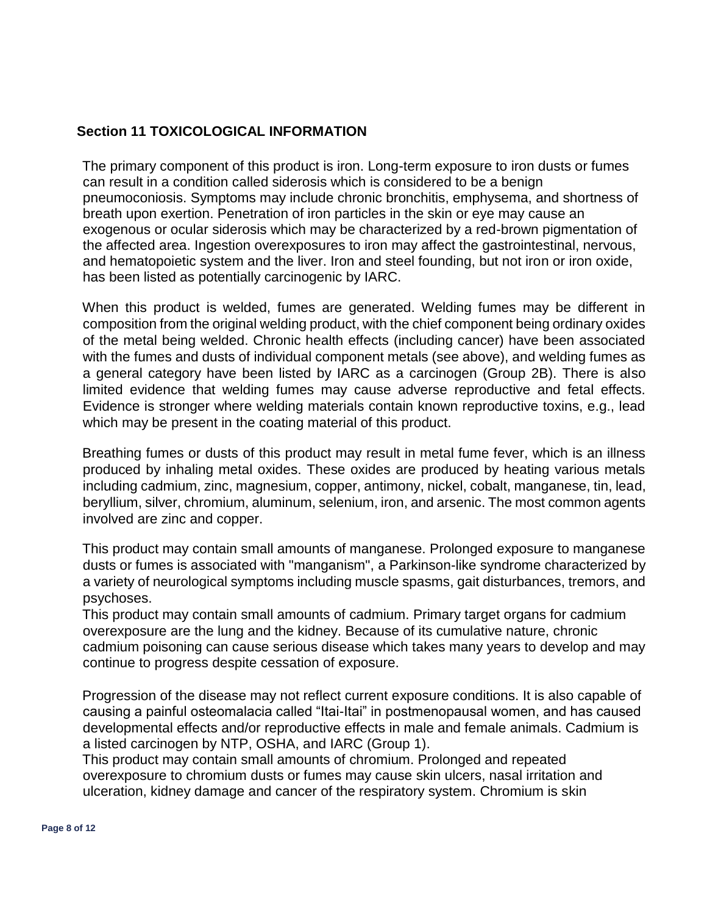## Section 11 TOXICOLOGICAL INFORMATION

The primary component of this product is iron. Long-term exposure to iron dusts or fumes can result in a condition called siderosis which is considered to be a benign pneumoconiosis. Symptoms may include chronic bronchitis, emphysema, and shortness of breath upon exertion. Penetration of iron particles in the skin or eye may cause an exogenous or ocular siderosis which may be characterized by a red-brown pigmentation of the affected area. Ingestion overexposures to iron may affect the gastrointestinal, nervous, and hematopoietic system and the liver. Iron and steel founding, but not iron or iron oxide, has been listed as potentially carcinogenic by IARC.

When this product is welded, fumes are generated. Welding fumes may be different in composition from the original welding product, with the chief component being ordinary oxides of the metal being welded. Chronic health effects (including cancer) have been associated with the fumes and dusts of individual component metals (see above), and welding fumes as a general category have been listed by IARC as a carcinogen (Group 2B). There is also limited evidence that welding fumes may cause adverse reproductive and fetal effects. Evidence is stronger where welding materials contain known reproductive toxins, e.g., lead which may be present in the coating material of this product.

Breathing fumes or dusts of this product may result in metal fume fever, which is an illness produced by inhaling metal oxides. These oxides are produced by heating various metals including cadmium, zinc, magnesium, copper, antimony, nickel, cobalt, manganese, tin, lead, beryllium, silver, chromium, aluminum, selenium, iron, and arsenic. The most common agents involved are zinc and copper.

This product may contain small amounts of manganese. Prolonged exposure to manganese dusts or fumes is associated with "manganism", a Parkinson-like syndrome characterized by a variety of neurological symptoms including muscle spasms, gait disturbances, tremors, and psychoses.
This product may contain small amounts of cadmium. Primary target organs for cadmium overexposure are the lung and the kidney. Because of its cumulative nature, chronic cadmium poisoning can cause serious disease which takes many years to develop and may continue to progress despite cessation of exposure.

Progression of the disease may not reflect current exposure conditions. It is also capable of causing a painful osteomalacia called "Itai-Itai" in postmenopausal women, and has caused developmental effects and/or reproductive effects in male and female animals. Cadmium is a listed carcinogen by NTP, OSHA, and IARC (Group 1).
This product may contain small amounts of chromium. Prolonged and repeated overexposure to chromium dusts or fumes may cause skin ulcers, nasal irritation and ulceration, kidney damage and cancer of the respiratory system. Chromium is skin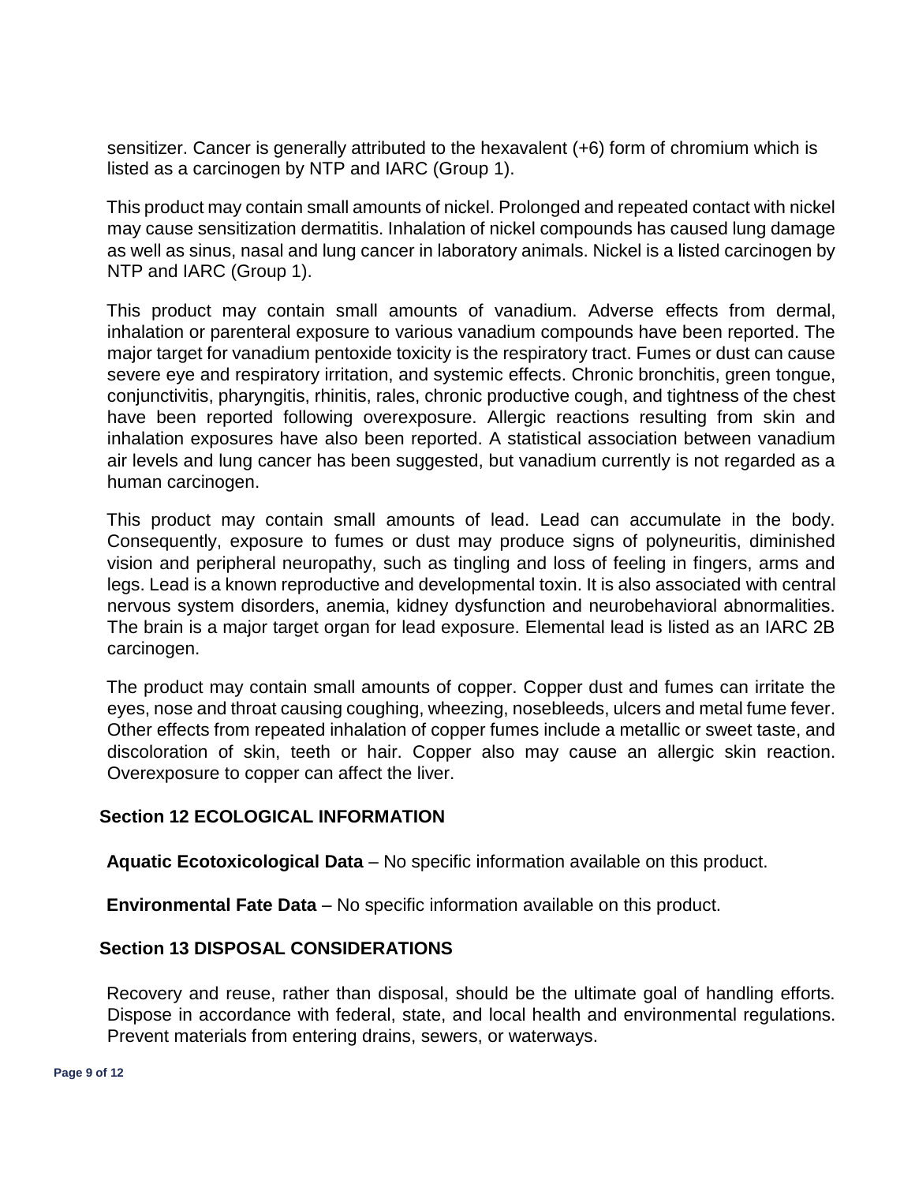sensitizer. Cancer is generally attributed to the hexavalent (+6) form of chromium which is listed as a carcinogen by NTP and IARC (Group 1).

This product may contain small amounts of nickel. Prolonged and repeated contact with nickel may cause sensitization dermatitis. Inhalation of nickel compounds has caused lung damage as well as sinus, nasal and lung cancer in laboratory animals. Nickel is a listed carcinogen by NTP and IARC (Group 1).

This product may contain small amounts of vanadium. Adverse effects from dermal, inhalation or parenteral exposure to various vanadium compounds have been reported. The major target for vanadium pentoxide toxicity is the respiratory tract. Fumes or dust can cause severe eye and respiratory irritation, and systemic effects. Chronic bronchitis, green tongue, conjunctivitis, pharyngitis, rhinitis, rales, chronic productive cough, and tightness of the chest have been reported following overexposure. Allergic reactions resulting from skin and inhalation exposures have also been reported. A statistical association between vanadium air levels and lung cancer has been suggested, but vanadium currently is not regarded as a human carcinogen.

This product may contain small amounts of lead. Lead can accumulate in the body. Consequently, exposure to fumes or dust may produce signs of polyneuritis, diminished vision and peripheral neuropathy, such as tingling and loss of feeling in fingers, arms and legs. Lead is a known reproductive and developmental toxin. It is also associated with central nervous system disorders, anemia, kidney dysfunction and neurobehavioral abnormalities. The brain is a major target organ for lead exposure. Elemental lead is listed as an IARC 2B carcinogen.

The product may contain small amounts of copper. Copper dust and fumes can irritate the eyes, nose and throat causing coughing, wheezing, nosebleeds, ulcers and metal fume fever. Other effects from repeated inhalation of copper fumes include a metallic or sweet taste, and discoloration of skin, teeth or hair. Copper also may cause an allergic skin reaction. Overexposure to copper can affect the liver.

## Section 12 ECOLOGICAL INFORMATION

**Aquatic Ecotoxicological Data** – No specific information available on this product.

**Environmental Fate Data** – No specific information available on this product.

## Section 13 DISPOSAL CONSIDERATIONS

Recovery and reuse, rather than disposal, should be the ultimate goal of handling efforts. Dispose in accordance with federal, state, and local health and environmental regulations. Prevent materials from entering drains, sewers, or waterways.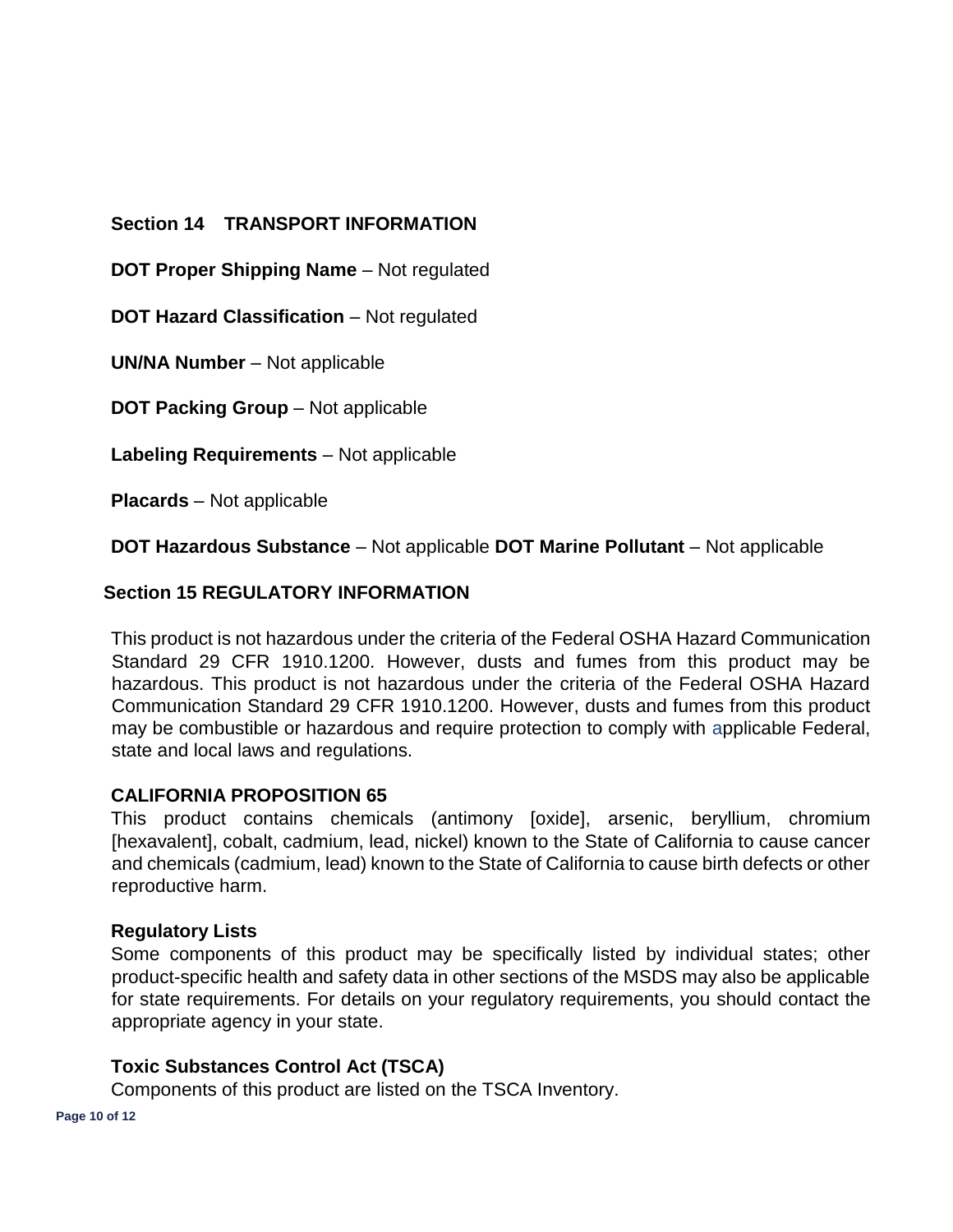## Section 14 TRANSPORT INFORMATION

**DOT Proper Shipping Name** – Not regulated

**DOT Hazard Classification** – Not regulated

**UN/NA Number** – Not applicable

**DOT Packing Group** – Not applicable

**Labeling Requirements** – Not applicable

**Placards** – Not applicable

**DOT Hazardous Substance** – Not applicable **DOT Marine Pollutant** – Not applicable

## Section 15 REGULATORY INFORMATION

This product is not hazardous under the criteria of the Federal OSHA Hazard Communication Standard 29 CFR 1910.1200. However, dusts and fumes from this product may be hazardous. This product is not hazardous under the criteria of the Federal OSHA Hazard Communication Standard 29 CFR 1910.1200. However, dusts and fumes from this product may be combustible or hazardous and require protection to comply with applicable Federal, state and local laws and regulations.

**CALIFORNIA PROPOSITION 65**

This product contains chemicals (antimony [oxide], arsenic, beryllium, chromium [hexavalent], cobalt, cadmium, lead, nickel) known to the State of California to cause cancer and chemicals (cadmium, lead) known to the State of California to cause birth defects or other reproductive harm.

**Regulatory Lists**

Some components of this product may be specifically listed by individual states; other product-specific health and safety data in other sections of the MSDS may also be applicable for state requirements. For details on your regulatory requirements, you should contact the appropriate agency in your state.

**Toxic Substances Control Act (TSCA)**

Components of this product are listed on the TSCA Inventory.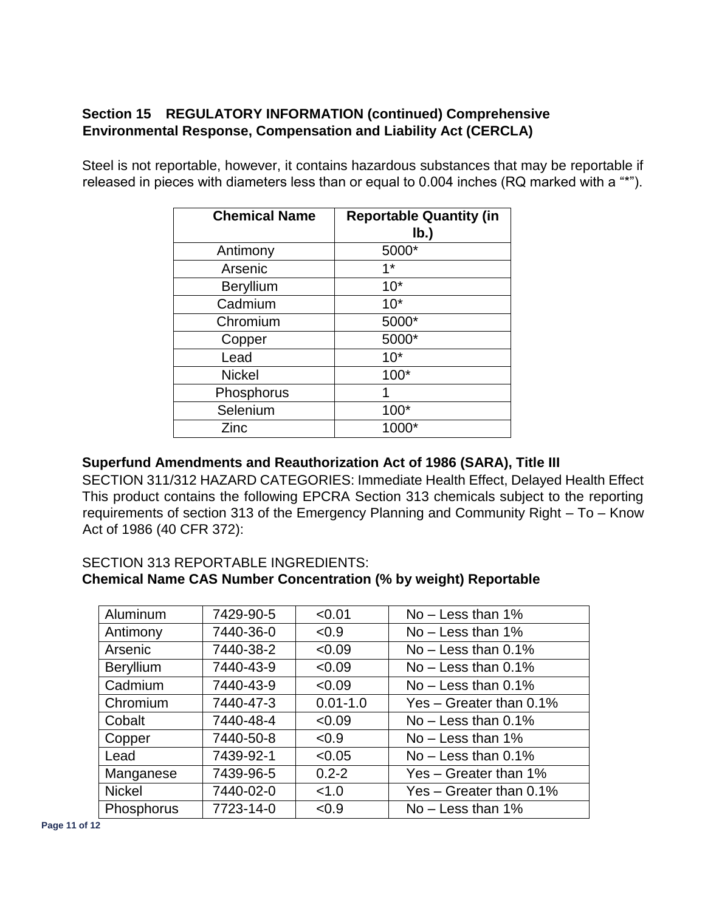## Section 15 REGULATORY INFORMATION (continued) Comprehensive Environmental Response, Compensation and Liability Act (CERCLA)

Steel is not reportable, however, it contains hazardous substances that may be reportable if released in pieces with diameters less than or equal to 0.004 inches (RQ marked with a "*").

| Chemical Name | Reportable Quantity (in lb.) |
|---|---|
| Antimony | 5000* |
| Arsenic | 1* |
| Beryllium | 10* |
| Cadmium | 10* |
| Chromium | 5000* |
| Copper | 5000* |
| Lead | 10* |
| Nickel | 100* |
| Phosphorus | 1 |
| Selenium | 100* |
| Zinc | 1000* |

### Superfund Amendments and Reauthorization Act of 1986 (SARA), Title III

SECTION 311/312 HAZARD CATEGORIES: Immediate Health Effect, Delayed Health Effect This product contains the following EPCRA Section 313 chemicals subject to the reporting requirements of section 313 of the Emergency Planning and Community Right – To – Know Act of 1986 (40 CFR 372):

SECTION 313 REPORTABLE INGREDIENTS:

**Chemical Name CAS Number Concentration (% by weight) Reportable**

| Chemical Name | CAS Number | Concentration (% by weight) | Reportable |
|---|---|---|---|
| Aluminum | 7429-90-5 | <0.01 | No – Less than 1% |
| Antimony | 7440-36-0 | <0.9 | No – Less than 1% |
| Arsenic | 7440-38-2 | <0.09 | No – Less than 0.1% |
| Beryllium | 7440-43-9 | <0.09 | No – Less than 0.1% |
| Cadmium | 7440-43-9 | <0.09 | No – Less than 0.1% |
| Chromium | 7440-47-3 | 0.01-1.0 | Yes – Greater than 0.1% |
| Cobalt | 7440-48-4 | <0.09 | No – Less than 0.1% |
| Copper | 7440-50-8 | <0.9 | No – Less than 1% |
| Lead | 7439-92-1 | <0.05 | No – Less than 0.1% |
| Manganese | 7439-96-5 | 0.2-2 | Yes – Greater than 1% |
| Nickel | 7440-02-0 | <1.0 | Yes – Greater than 0.1% |
| Phosphorus | 7723-14-0 | <0.9 | No – Less than 1% |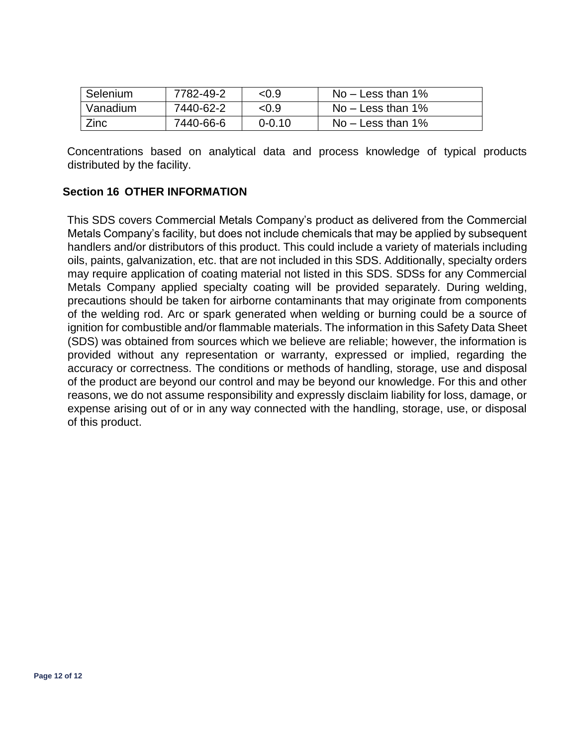| | | | |
|---|---|---|---|
| Selenium | 7782-49-2 | <0.9 | No – Less than 1% |
| Vanadium | 7440-62-2 | <0.9 | No – Less than 1% |
| Zinc | 7440-66-6 | 0-0.10 | No – Less than 1% |

Concentrations based on analytical data and process knowledge of typical products distributed by the facility.

## Section 16 OTHER INFORMATION

This SDS covers Commercial Metals Company's product as delivered from the Commercial Metals Company's facility, but does not include chemicals that may be applied by subsequent handlers and/or distributors of this product. This could include a variety of materials including oils, paints, galvanization, etc. that are not included in this SDS. Additionally, specialty orders may require application of coating material not listed in this SDS. SDSs for any Commercial Metals Company applied specialty coating will be provided separately. During welding, precautions should be taken for airborne contaminants that may originate from components of the welding rod. Arc or spark generated when welding or burning could be a source of ignition for combustible and/or flammable materials. The information in this Safety Data Sheet (SDS) was obtained from sources which we believe are reliable; however, the information is provided without any representation or warranty, expressed or implied, regarding the accuracy or correctness. The conditions or methods of handling, storage, use and disposal of the product are beyond our control and may be beyond our knowledge. For this and other reasons, we do not assume responsibility and expressly disclaim liability for loss, damage, or expense arising out of or in any way connected with the handling, storage, use, or disposal of this product.